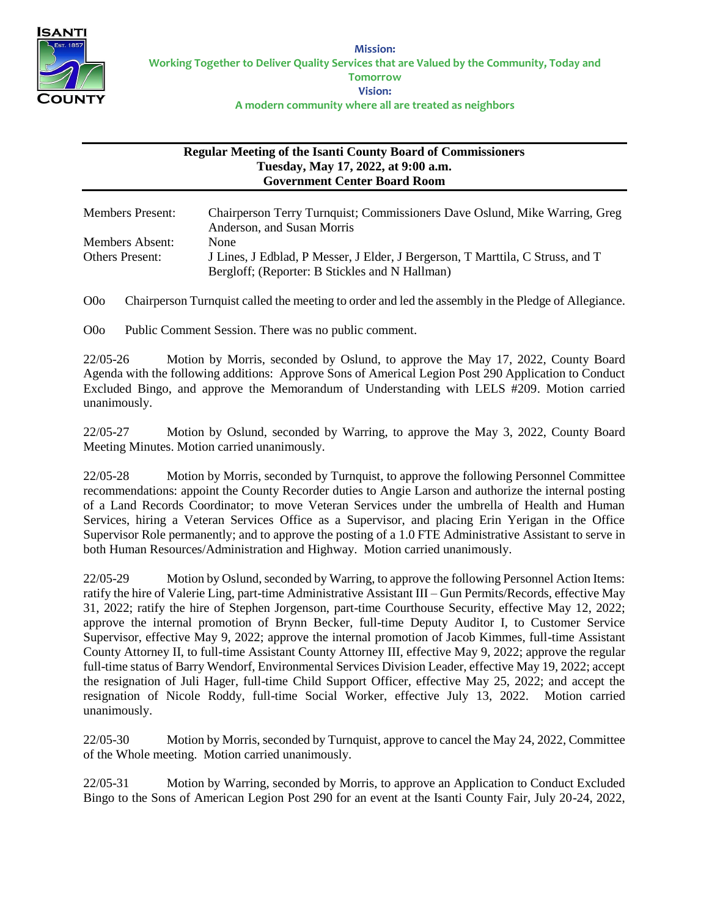ISANTI Est. 1857 COUNTY

**Mission:**
**Working Together to Deliver Quality Services that are Valued by the Community, Today and Tomorrow**
**Vision:**
**A modern community where all are treated as neighbors**

---

**Regular Meeting of the Isanti County Board of Commissioners**
**Tuesday, May 17, 2022, at 9:00 a.m.**
**Government Center Board Room**

---

| | |
|---|---|
| Members Present: | Chairperson Terry Turnquist; Commissioners Dave Oslund, Mike Warring, Greg Anderson, and Susan Morris |
| Members Absent: | None |
| Others Present: | J Lines, J Edblad, P Messer, J Elder, J Bergerson, T Marttila, C Struss, and T Bergloff; (Reporter: B Stickles and N Hallman) |

O0o Chairperson Turnquist called the meeting to order and led the assembly in the Pledge of Allegiance.

O0o Public Comment Session. There was no public comment.

22/05-26 Motion by Morris, seconded by Oslund, to approve the May 17, 2022, County Board Agenda with the following additions: Approve Sons of Americal Legion Post 290 Application to Conduct Excluded Bingo, and approve the Memorandum of Understanding with LELS #209. Motion carried unanimously.

22/05-27 Motion by Oslund, seconded by Warring, to approve the May 3, 2022, County Board Meeting Minutes. Motion carried unanimously.

22/05-28 Motion by Morris, seconded by Turnquist, to approve the following Personnel Committee recommendations: appoint the County Recorder duties to Angie Larson and authorize the internal posting of a Land Records Coordinator; to move Veteran Services under the umbrella of Health and Human Services, hiring a Veteran Services Office as a Supervisor, and placing Erin Yerigan in the Office Supervisor Role permanently; and to approve the posting of a 1.0 FTE Administrative Assistant to serve in both Human Resources/Administration and Highway. Motion carried unanimously.

22/05-29 Motion by Oslund, seconded by Warring, to approve the following Personnel Action Items: ratify the hire of Valerie Ling, part-time Administrative Assistant III – Gun Permits/Records, effective May 31, 2022; ratify the hire of Stephen Jorgenson, part-time Courthouse Security, effective May 12, 2022; approve the internal promotion of Brynn Becker, full-time Deputy Auditor I, to Customer Service Supervisor, effective May 9, 2022; approve the internal promotion of Jacob Kimmes, full-time Assistant County Attorney II, to full-time Assistant County Attorney III, effective May 9, 2022; approve the regular full-time status of Barry Wendorf, Environmental Services Division Leader, effective May 19, 2022; accept the resignation of Juli Hager, full-time Child Support Officer, effective May 25, 2022; and accept the resignation of Nicole Roddy, full-time Social Worker, effective July 13, 2022. Motion carried unanimously.

22/05-30 Motion by Morris, seconded by Turnquist, approve to cancel the May 24, 2022, Committee of the Whole meeting. Motion carried unanimously.

22/05-31 Motion by Warring, seconded by Morris, to approve an Application to Conduct Excluded Bingo to the Sons of American Legion Post 290 for an event at the Isanti County Fair, July 20-24, 2022,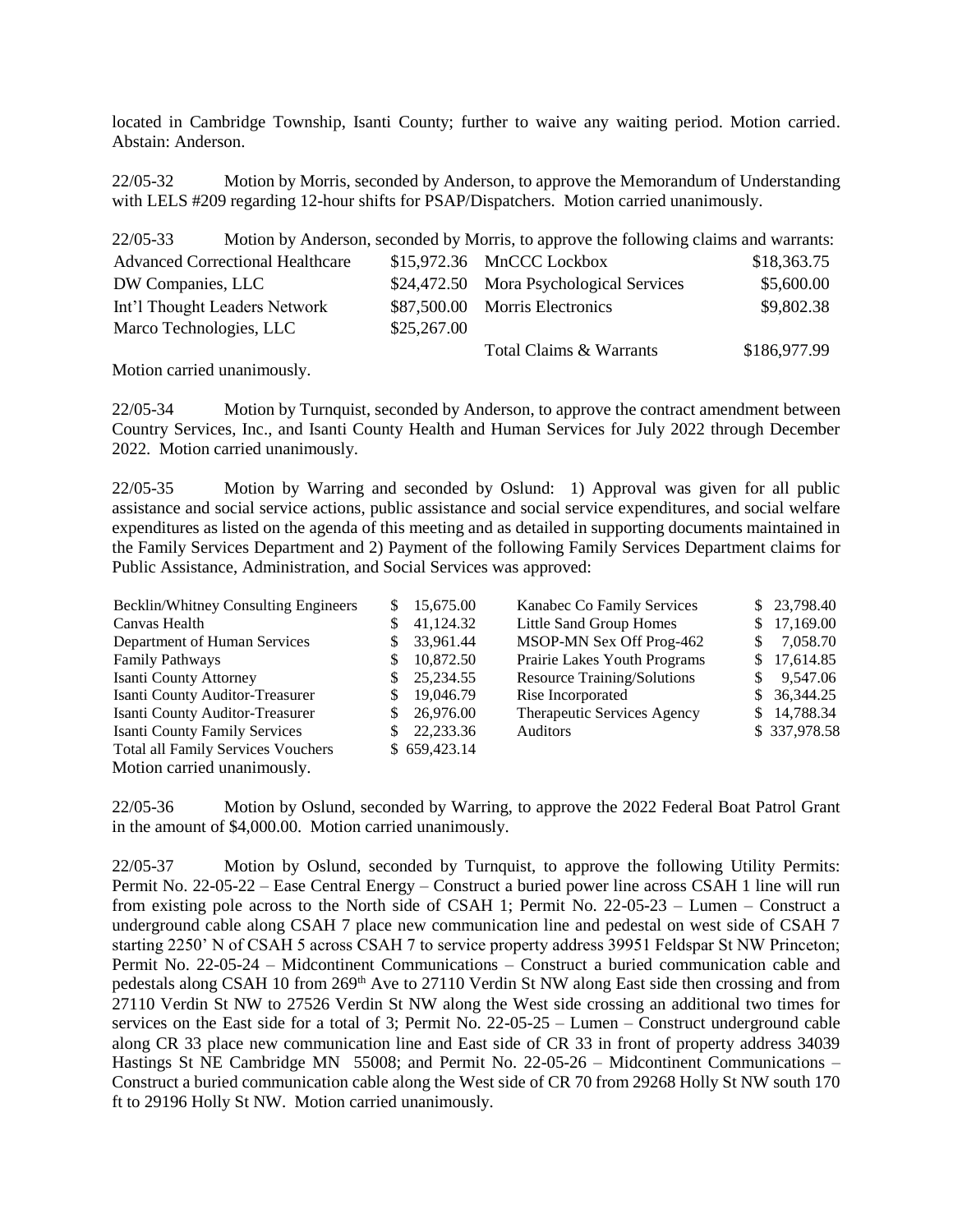located in Cambridge Township, Isanti County; further to waive any waiting period. Motion carried. Abstain: Anderson.

22/05-32 Motion by Morris, seconded by Anderson, to approve the Memorandum of Understanding with LELS #209 regarding 12-hour shifts for PSAP/Dispatchers. Motion carried unanimously.

22/05-33 Motion by Anderson, seconded by Morris, to approve the following claims and warrants:

| | | | |
|---|---|---|---|
| Advanced Correctional Healthcare | $15,972.36 | MnCCC Lockbox | $18,363.75 |
| DW Companies, LLC | $24,472.50 | Mora Psychological Services | $5,600.00 |
| Int'l Thought Leaders Network | $87,500.00 | Morris Electronics | $9,802.38 |
| Marco Technologies, LLC | $25,267.00 | | |
| | | Total Claims & Warrants | $186,977.99 |

Motion carried unanimously.

22/05-34 Motion by Turnquist, seconded by Anderson, to approve the contract amendment between Country Services, Inc., and Isanti County Health and Human Services for July 2022 through December 2022. Motion carried unanimously.

22/05-35 Motion by Warring and seconded by Oslund: 1) Approval was given for all public assistance and social service actions, public assistance and social service expenditures, and social welfare expenditures as listed on the agenda of this meeting and as detailed in supporting documents maintained in the Family Services Department and 2) Payment of the following Family Services Department claims for Public Assistance, Administration, and Social Services was approved:

| | | | |
|---|---|---|---|
| Becklin/Whitney Consulting Engineers | $ 15,675.00 | Kanabec Co Family Services | $ 23,798.40 |
| Canvas Health | $ 41,124.32 | Little Sand Group Homes | $ 17,169.00 |
| Department of Human Services | $ 33,961.44 | MSOP-MN Sex Off Prog-462 | $ 7,058.70 |
| Family Pathways | $ 10,872.50 | Prairie Lakes Youth Programs | $ 17,614.85 |
| Isanti County Attorney | $ 25,234.55 | Resource Training/Solutions | $ 9,547.06 |
| Isanti County Auditor-Treasurer | $ 19,046.79 | Rise Incorporated | $ 36,344.25 |
| Isanti County Auditor-Treasurer | $ 26,976.00 | Therapeutic Services Agency | $ 14,788.34 |
| Isanti County Family Services | $ 22,233.36 | Auditors | $ 337,978.58 |
| Total all Family Services Vouchers | $ 659,423.14 | | |

Motion carried unanimously.

22/05-36 Motion by Oslund, seconded by Warring, to approve the 2022 Federal Boat Patrol Grant in the amount of $4,000.00. Motion carried unanimously.

22/05-37 Motion by Oslund, seconded by Turnquist, to approve the following Utility Permits: Permit No. 22-05-22 – Ease Central Energy – Construct a buried power line across CSAH 1 line will run from existing pole across to the North side of CSAH 1; Permit No. 22-05-23 – Lumen – Construct a underground cable along CSAH 7 place new communication line and pedestal on west side of CSAH 7 starting 2250' N of CSAH 5 across CSAH 7 to service property address 39951 Feldspar St NW Princeton; Permit No. 22-05-24 – Midcontinent Communications – Construct a buried communication cable and pedestals along CSAH 10 from 269th Ave to 27110 Verdin St NW along East side then crossing and from 27110 Verdin St NW to 27526 Verdin St NW along the West side crossing an additional two times for services on the East side for a total of 3; Permit No. 22-05-25 – Lumen – Construct underground cable along CR 33 place new communication line and East side of CR 33 in front of property address 34039 Hastings St NE Cambridge MN 55008; and Permit No. 22-05-26 – Midcontinent Communications – Construct a buried communication cable along the West side of CR 70 from 29268 Holly St NW south 170 ft to 29196 Holly St NW. Motion carried unanimously.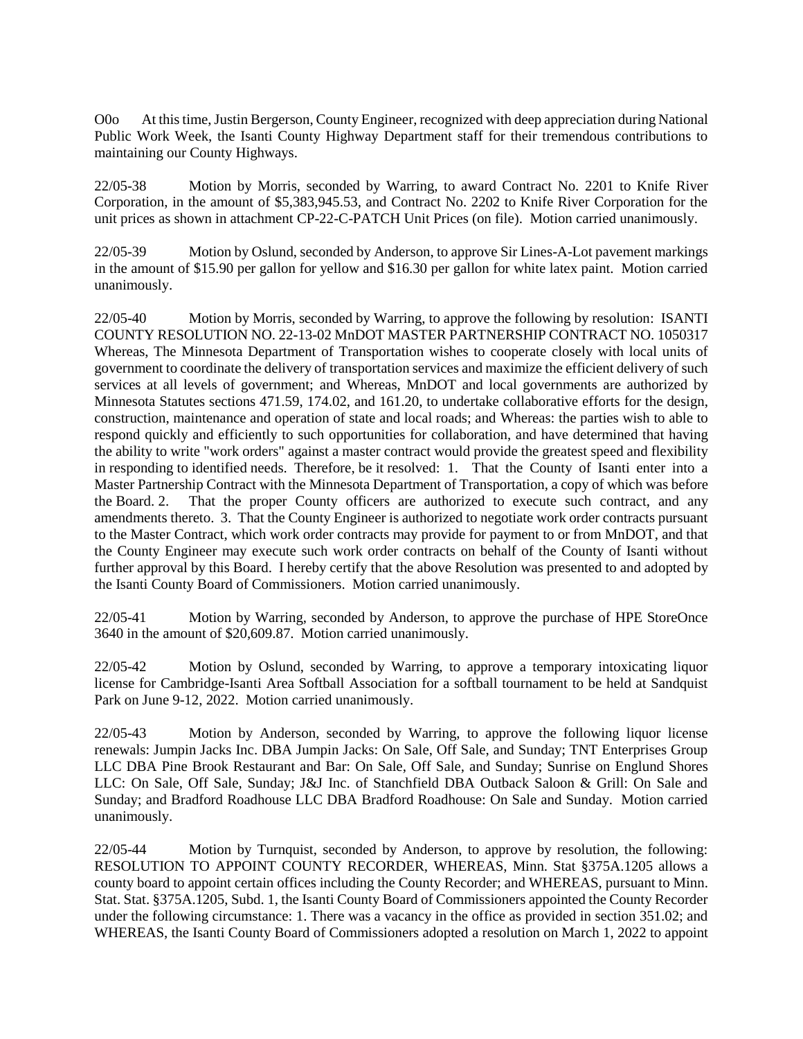O0o At this time, Justin Bergerson, County Engineer, recognized with deep appreciation during National Public Work Week, the Isanti County Highway Department staff for their tremendous contributions to maintaining our County Highways.

22/05-38 Motion by Morris, seconded by Warring, to award Contract No. 2201 to Knife River Corporation, in the amount of $5,383,945.53, and Contract No. 2202 to Knife River Corporation for the unit prices as shown in attachment CP-22-C-PATCH Unit Prices (on file). Motion carried unanimously.

22/05-39 Motion by Oslund, seconded by Anderson, to approve Sir Lines-A-Lot pavement markings in the amount of $15.90 per gallon for yellow and $16.30 per gallon for white latex paint. Motion carried unanimously.

22/05-40 Motion by Morris, seconded by Warring, to approve the following by resolution: ISANTI COUNTY RESOLUTION NO. 22-13-02 MnDOT MASTER PARTNERSHIP CONTRACT NO. 1050317 Whereas, The Minnesota Department of Transportation wishes to cooperate closely with local units of government to coordinate the delivery of transportation services and maximize the efficient delivery of such services at all levels of government; and Whereas, MnDOT and local governments are authorized by Minnesota Statutes sections 471.59, 174.02, and 161.20, to undertake collaborative efforts for the design, construction, maintenance and operation of state and local roads; and Whereas: the parties wish to able to respond quickly and efficiently to such opportunities for collaboration, and have determined that having the ability to write "work orders" against a master contract would provide the greatest speed and flexibility in responding to identified needs. Therefore, be it resolved: 1. That the County of Isanti enter into a Master Partnership Contract with the Minnesota Department of Transportation, a copy of which was before the Board. 2. That the proper County officers are authorized to execute such contract, and any amendments thereto. 3. That the County Engineer is authorized to negotiate work order contracts pursuant to the Master Contract, which work order contracts may provide for payment to or from MnDOT, and that the County Engineer may execute such work order contracts on behalf of the County of Isanti without further approval by this Board. I hereby certify that the above Resolution was presented to and adopted by the Isanti County Board of Commissioners. Motion carried unanimously.

22/05-41 Motion by Warring, seconded by Anderson, to approve the purchase of HPE StoreOnce 3640 in the amount of $20,609.87. Motion carried unanimously.

22/05-42 Motion by Oslund, seconded by Warring, to approve a temporary intoxicating liquor license for Cambridge-Isanti Area Softball Association for a softball tournament to be held at Sandquist Park on June 9-12, 2022. Motion carried unanimously.

22/05-43 Motion by Anderson, seconded by Warring, to approve the following liquor license renewals: Jumpin Jacks Inc. DBA Jumpin Jacks: On Sale, Off Sale, and Sunday; TNT Enterprises Group LLC DBA Pine Brook Restaurant and Bar: On Sale, Off Sale, and Sunday; Sunrise on Englund Shores LLC: On Sale, Off Sale, Sunday; J&J Inc. of Stanchfield DBA Outback Saloon & Grill: On Sale and Sunday; and Bradford Roadhouse LLC DBA Bradford Roadhouse: On Sale and Sunday. Motion carried unanimously.

22/05-44 Motion by Turnquist, seconded by Anderson, to approve by resolution, the following: RESOLUTION TO APPOINT COUNTY RECORDER, WHEREAS, Minn. Stat §375A.1205 allows a county board to appoint certain offices including the County Recorder; and WHEREAS, pursuant to Minn. Stat. Stat. §375A.1205, Subd. 1, the Isanti County Board of Commissioners appointed the County Recorder under the following circumstance: 1. There was a vacancy in the office as provided in section 351.02; and WHEREAS, the Isanti County Board of Commissioners adopted a resolution on March 1, 2022 to appoint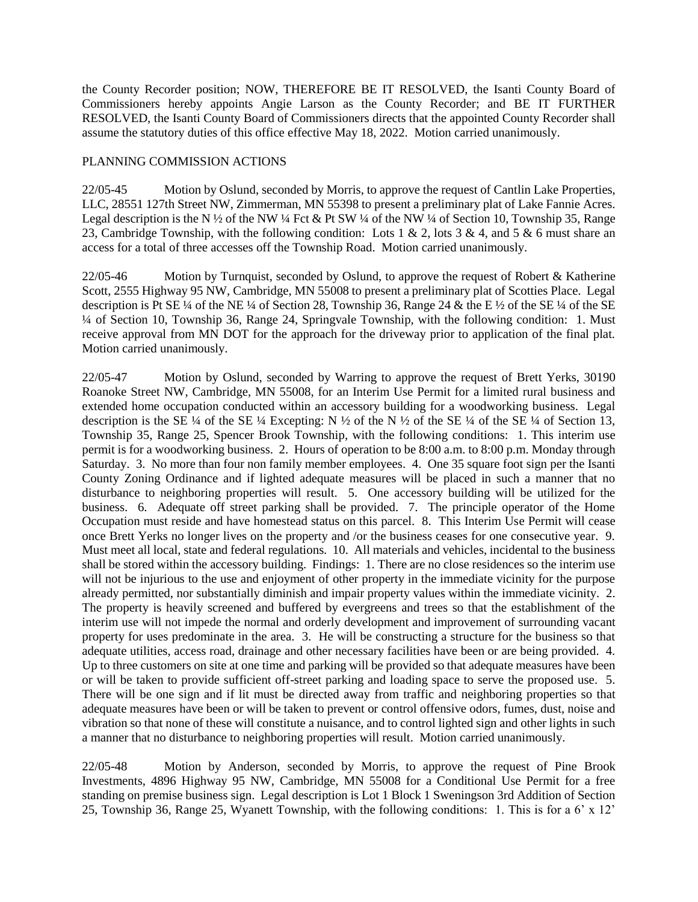the County Recorder position; NOW, THEREFORE BE IT RESOLVED, the Isanti County Board of Commissioners hereby appoints Angie Larson as the County Recorder; and BE IT FURTHER RESOLVED, the Isanti County Board of Commissioners directs that the appointed County Recorder shall assume the statutory duties of this office effective May 18, 2022. Motion carried unanimously.

PLANNING COMMISSION ACTIONS

22/05-45 Motion by Oslund, seconded by Morris, to approve the request of Cantlin Lake Properties, LLC, 28551 127th Street NW, Zimmerman, MN 55398 to present a preliminary plat of Lake Fannie Acres. Legal description is the N ½ of the NW ¼ Fct & Pt SW ¼ of the NW ¼ of Section 10, Township 35, Range 23, Cambridge Township, with the following condition: Lots 1 & 2, lots 3 & 4, and 5 & 6 must share an access for a total of three accesses off the Township Road. Motion carried unanimously.

22/05-46 Motion by Turnquist, seconded by Oslund, to approve the request of Robert & Katherine Scott, 2555 Highway 95 NW, Cambridge, MN 55008 to present a preliminary plat of Scotties Place. Legal description is Pt SE ¼ of the NE ¼ of Section 28, Township 36, Range 24 & the E ½ of the SE ¼ of the SE ¼ of Section 10, Township 36, Range 24, Springvale Township, with the following condition: 1. Must receive approval from MN DOT for the approach for the driveway prior to application of the final plat. Motion carried unanimously.

22/05-47 Motion by Oslund, seconded by Warring to approve the request of Brett Yerks, 30190 Roanoke Street NW, Cambridge, MN 55008, for an Interim Use Permit for a limited rural business and extended home occupation conducted within an accessory building for a woodworking business. Legal description is the SE ¼ of the SE ¼ Excepting: N ½ of the N ½ of the SE ¼ of the SE ¼ of Section 13, Township 35, Range 25, Spencer Brook Township, with the following conditions: 1. This interim use permit is for a woodworking business. 2. Hours of operation to be 8:00 a.m. to 8:00 p.m. Monday through Saturday. 3. No more than four non family member employees. 4. One 35 square foot sign per the Isanti County Zoning Ordinance and if lighted adequate measures will be placed in such a manner that no disturbance to neighboring properties will result. 5. One accessory building will be utilized for the business. 6. Adequate off street parking shall be provided. 7. The principle operator of the Home Occupation must reside and have homestead status on this parcel. 8. This Interim Use Permit will cease once Brett Yerks no longer lives on the property and /or the business ceases for one consecutive year. 9. Must meet all local, state and federal regulations. 10. All materials and vehicles, incidental to the business shall be stored within the accessory building. Findings: 1. There are no close residences so the interim use will not be injurious to the use and enjoyment of other property in the immediate vicinity for the purpose already permitted, nor substantially diminish and impair property values within the immediate vicinity. 2. The property is heavily screened and buffered by evergreens and trees so that the establishment of the interim use will not impede the normal and orderly development and improvement of surrounding vacant property for uses predominate in the area. 3. He will be constructing a structure for the business so that adequate utilities, access road, drainage and other necessary facilities have been or are being provided. 4. Up to three customers on site at one time and parking will be provided so that adequate measures have been or will be taken to provide sufficient off-street parking and loading space to serve the proposed use. 5. There will be one sign and if lit must be directed away from traffic and neighboring properties so that adequate measures have been or will be taken to prevent or control offensive odors, fumes, dust, noise and vibration so that none of these will constitute a nuisance, and to control lighted sign and other lights in such a manner that no disturbance to neighboring properties will result. Motion carried unanimously.

22/05-48 Motion by Anderson, seconded by Morris, to approve the request of Pine Brook Investments, 4896 Highway 95 NW, Cambridge, MN 55008 for a Conditional Use Permit for a free standing on premise business sign. Legal description is Lot 1 Block 1 Sweningson 3rd Addition of Section 25, Township 36, Range 25, Wyanett Township, with the following conditions: 1. This is for a 6' x 12'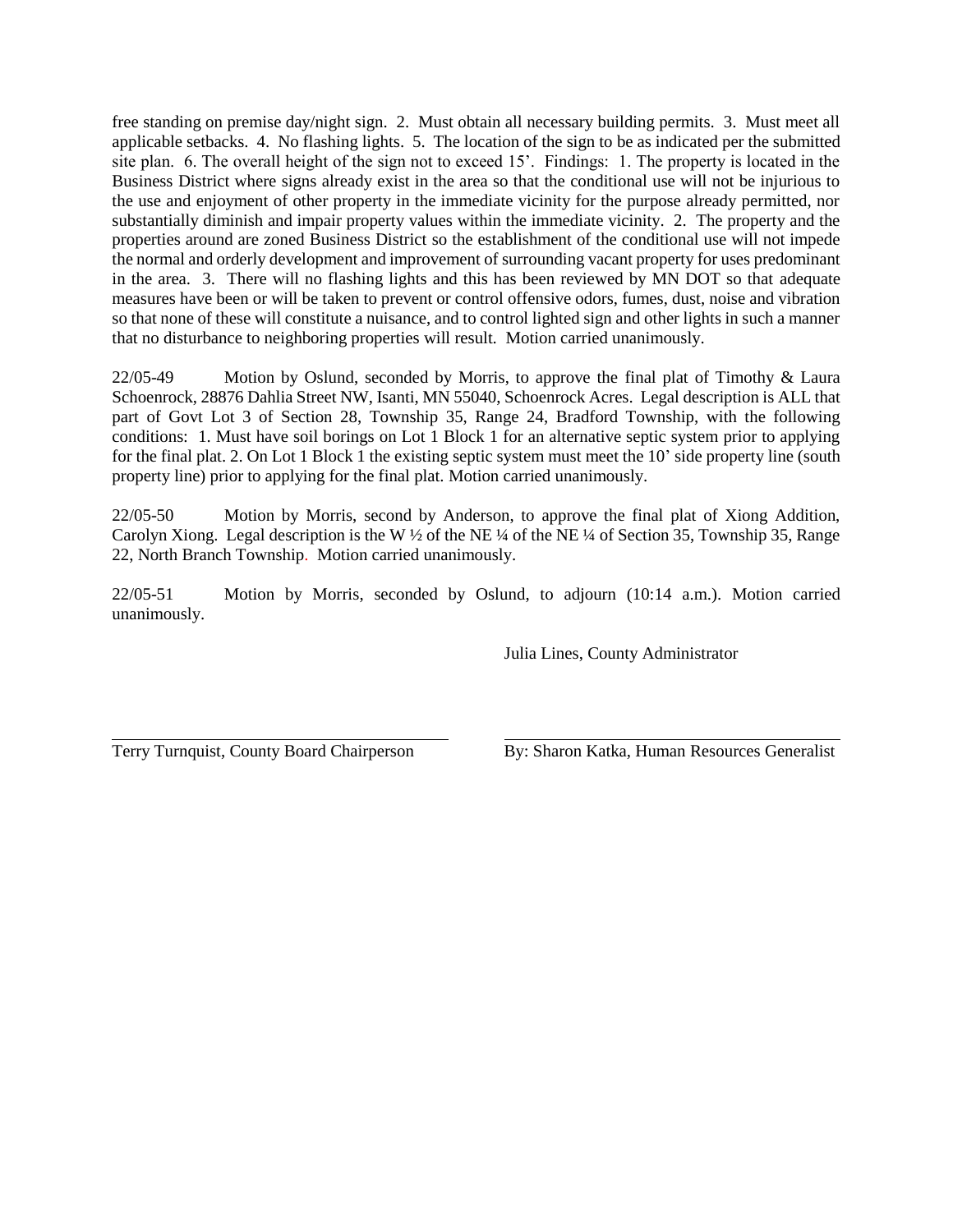free standing on premise day/night sign. 2. Must obtain all necessary building permits. 3. Must meet all applicable setbacks. 4. No flashing lights. 5. The location of the sign to be as indicated per the submitted site plan. 6. The overall height of the sign not to exceed 15'. Findings: 1. The property is located in the Business District where signs already exist in the area so that the conditional use will not be injurious to the use and enjoyment of other property in the immediate vicinity for the purpose already permitted, nor substantially diminish and impair property values within the immediate vicinity. 2. The property and the properties around are zoned Business District so the establishment of the conditional use will not impede the normal and orderly development and improvement of surrounding vacant property for uses predominant in the area. 3. There will no flashing lights and this has been reviewed by MN DOT so that adequate measures have been or will be taken to prevent or control offensive odors, fumes, dust, noise and vibration so that none of these will constitute a nuisance, and to control lighted sign and other lights in such a manner that no disturbance to neighboring properties will result. Motion carried unanimously.

22/05-49 Motion by Oslund, seconded by Morris, to approve the final plat of Timothy & Laura Schoenrock, 28876 Dahlia Street NW, Isanti, MN 55040, Schoenrock Acres. Legal description is ALL that part of Govt Lot 3 of Section 28, Township 35, Range 24, Bradford Township, with the following conditions: 1. Must have soil borings on Lot 1 Block 1 for an alternative septic system prior to applying for the final plat. 2. On Lot 1 Block 1 the existing septic system must meet the 10' side property line (south property line) prior to applying for the final plat. Motion carried unanimously.

22/05-50 Motion by Morris, second by Anderson, to approve the final plat of Xiong Addition, Carolyn Xiong. Legal description is the W ½ of the NE ¼ of the NE ¼ of Section 35, Township 35, Range 22, North Branch Township. Motion carried unanimously.

22/05-51 Motion by Morris, seconded by Oslund, to adjourn (10:14 a.m.). Motion carried unanimously.

Julia Lines, County Administrator

Terry Turnquist, County Board Chairperson

By: Sharon Katka, Human Resources Generalist